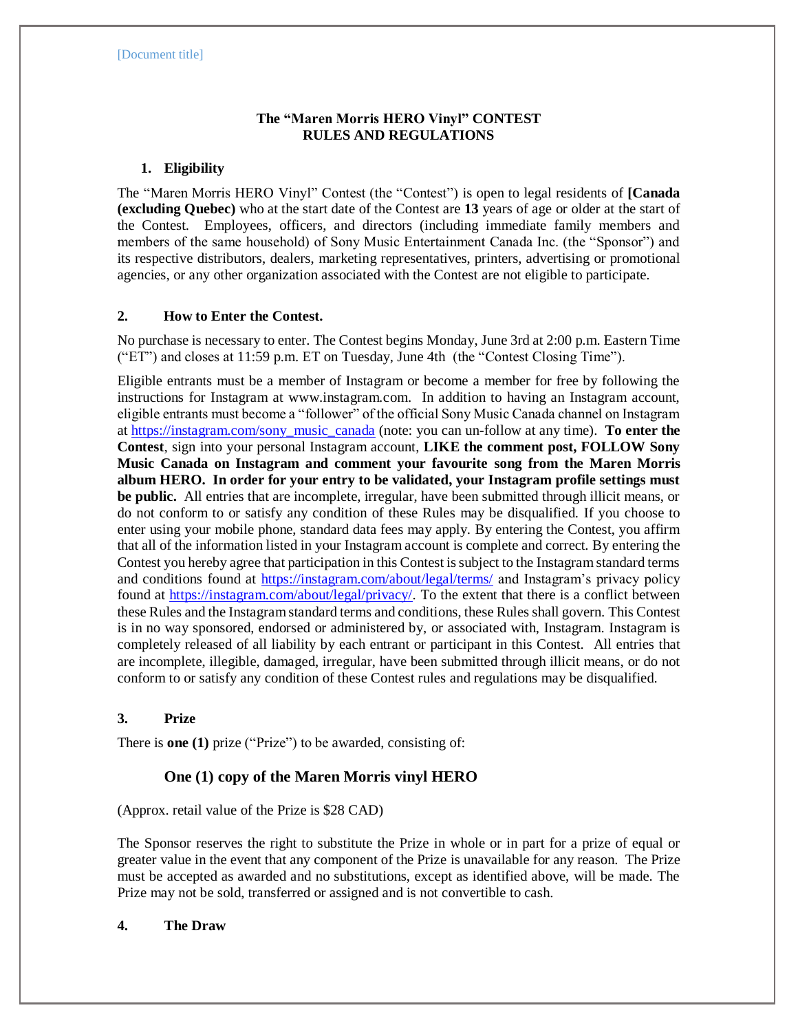# The "Maren Morris HERO Vinyl" CONTEST
# RULES AND REGULATIONS

## 1. Eligibility

The "Maren Morris HERO Vinyl" Contest (the "Contest") is open to legal residents of **[Canada (excluding Quebec)** who at the start date of the Contest are **13** years of age or older at the start of the Contest. Employees, officers, and directors (including immediate family members and members of the same household) of Sony Music Entertainment Canada Inc. (the "Sponsor") and its respective distributors, dealers, marketing representatives, printers, advertising or promotional agencies, or any other organization associated with the Contest are not eligible to participate.

## 2. How to Enter the Contest.

No purchase is necessary to enter. The Contest begins Monday, June 3rd at 2:00 p.m. Eastern Time ("ET") and closes at 11:59 p.m. ET on Tuesday, June 4th (the "Contest Closing Time").

Eligible entrants must be a member of Instagram or become a member for free by following the instructions for Instagram at www.instagram.com. In addition to having an Instagram account, eligible entrants must become a "follower" of the official Sony Music Canada channel on Instagram at https://instagram.com/sony_music_canada (note: you can un-follow at any time). **To enter the Contest**, sign into your personal Instagram account, **LIKE the comment post, FOLLOW Sony Music Canada on Instagram and comment your favourite song from the Maren Morris album HERO. In order for your entry to be validated, your Instagram profile settings must be public.** All entries that are incomplete, irregular, have been submitted through illicit means, or do not conform to or satisfy any condition of these Rules may be disqualified. If you choose to enter using your mobile phone, standard data fees may apply. By entering the Contest, you affirm that all of the information listed in your Instagram account is complete and correct. By entering the Contest you hereby agree that participation in this Contest is subject to the Instagram standard terms and conditions found at https://instagram.com/about/legal/terms/ and Instagram's privacy policy found at https://instagram.com/about/legal/privacy/. To the extent that there is a conflict between these Rules and the Instagram standard terms and conditions, these Rules shall govern. This Contest is in no way sponsored, endorsed or administered by, or associated with, Instagram. Instagram is completely released of all liability by each entrant or participant in this Contest. All entries that are incomplete, illegible, damaged, irregular, have been submitted through illicit means, or do not conform to or satisfy any condition of these Contest rules and regulations may be disqualified.

## 3. Prize

There is **one (1)** prize ("Prize") to be awarded, consisting of:

**One (1) copy of the Maren Morris vinyl HERO**

(Approx. retail value of the Prize is $28 CAD)

The Sponsor reserves the right to substitute the Prize in whole or in part for a prize of equal or greater value in the event that any component of the Prize is unavailable for any reason. The Prize must be accepted as awarded and no substitutions, except as identified above, will be made. The Prize may not be sold, transferred or assigned and is not convertible to cash.

## 4. The Draw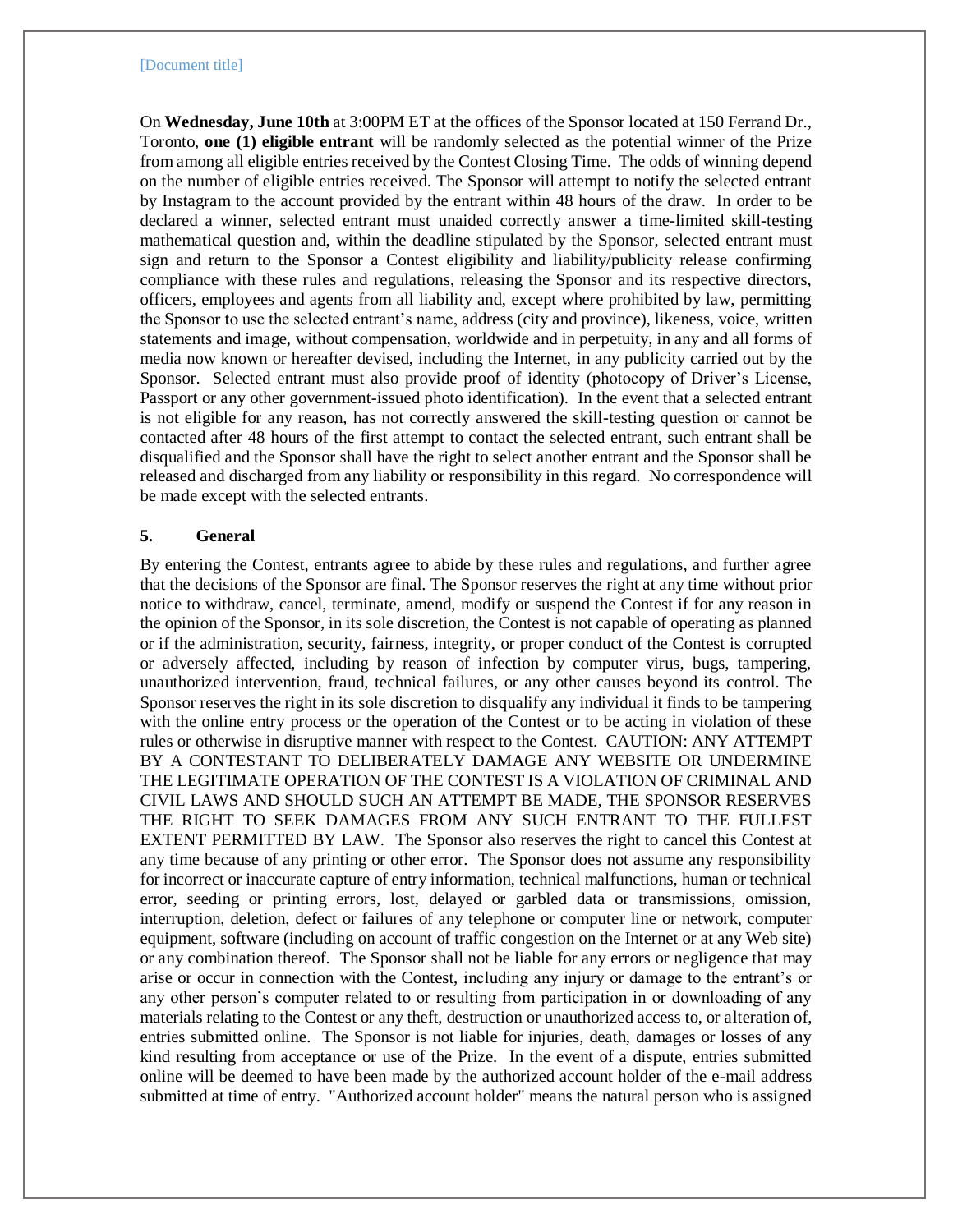On **Wednesday, June 10th** at 3:00PM ET at the offices of the Sponsor located at 150 Ferrand Dr., Toronto, **one (1) eligible entrant** will be randomly selected as the potential winner of the Prize from among all eligible entries received by the Contest Closing Time. The odds of winning depend on the number of eligible entries received. The Sponsor will attempt to notify the selected entrant by Instagram to the account provided by the entrant within 48 hours of the draw. In order to be declared a winner, selected entrant must unaided correctly answer a time-limited skill-testing mathematical question and, within the deadline stipulated by the Sponsor, selected entrant must sign and return to the Sponsor a Contest eligibility and liability/publicity release confirming compliance with these rules and regulations, releasing the Sponsor and its respective directors, officers, employees and agents from all liability and, except where prohibited by law, permitting the Sponsor to use the selected entrant's name, address (city and province), likeness, voice, written statements and image, without compensation, worldwide and in perpetuity, in any and all forms of media now known or hereafter devised, including the Internet, in any publicity carried out by the Sponsor. Selected entrant must also provide proof of identity (photocopy of Driver's License, Passport or any other government-issued photo identification). In the event that a selected entrant is not eligible for any reason, has not correctly answered the skill-testing question or cannot be contacted after 48 hours of the first attempt to contact the selected entrant, such entrant shall be disqualified and the Sponsor shall have the right to select another entrant and the Sponsor shall be released and discharged from any liability or responsibility in this regard. No correspondence will be made except with the selected entrants.

## 5. General

By entering the Contest, entrants agree to abide by these rules and regulations, and further agree that the decisions of the Sponsor are final. The Sponsor reserves the right at any time without prior notice to withdraw, cancel, terminate, amend, modify or suspend the Contest if for any reason in the opinion of the Sponsor, in its sole discretion, the Contest is not capable of operating as planned or if the administration, security, fairness, integrity, or proper conduct of the Contest is corrupted or adversely affected, including by reason of infection by computer virus, bugs, tampering, unauthorized intervention, fraud, technical failures, or any other causes beyond its control. The Sponsor reserves the right in its sole discretion to disqualify any individual it finds to be tampering with the online entry process or the operation of the Contest or to be acting in violation of these rules or otherwise in disruptive manner with respect to the Contest. CAUTION: ANY ATTEMPT BY A CONTESTANT TO DELIBERATELY DAMAGE ANY WEBSITE OR UNDERMINE THE LEGITIMATE OPERATION OF THE CONTEST IS A VIOLATION OF CRIMINAL AND CIVIL LAWS AND SHOULD SUCH AN ATTEMPT BE MADE, THE SPONSOR RESERVES THE RIGHT TO SEEK DAMAGES FROM ANY SUCH ENTRANT TO THE FULLEST EXTENT PERMITTED BY LAW. The Sponsor also reserves the right to cancel this Contest at any time because of any printing or other error. The Sponsor does not assume any responsibility for incorrect or inaccurate capture of entry information, technical malfunctions, human or technical error, seeding or printing errors, lost, delayed or garbled data or transmissions, omission, interruption, deletion, defect or failures of any telephone or computer line or network, computer equipment, software (including on account of traffic congestion on the Internet or at any Web site) or any combination thereof. The Sponsor shall not be liable for any errors or negligence that may arise or occur in connection with the Contest, including any injury or damage to the entrant's or any other person's computer related to or resulting from participation in or downloading of any materials relating to the Contest or any theft, destruction or unauthorized access to, or alteration of, entries submitted online. The Sponsor is not liable for injuries, death, damages or losses of any kind resulting from acceptance or use of the Prize. In the event of a dispute, entries submitted online will be deemed to have been made by the authorized account holder of the e-mail address submitted at time of entry. "Authorized account holder" means the natural person who is assigned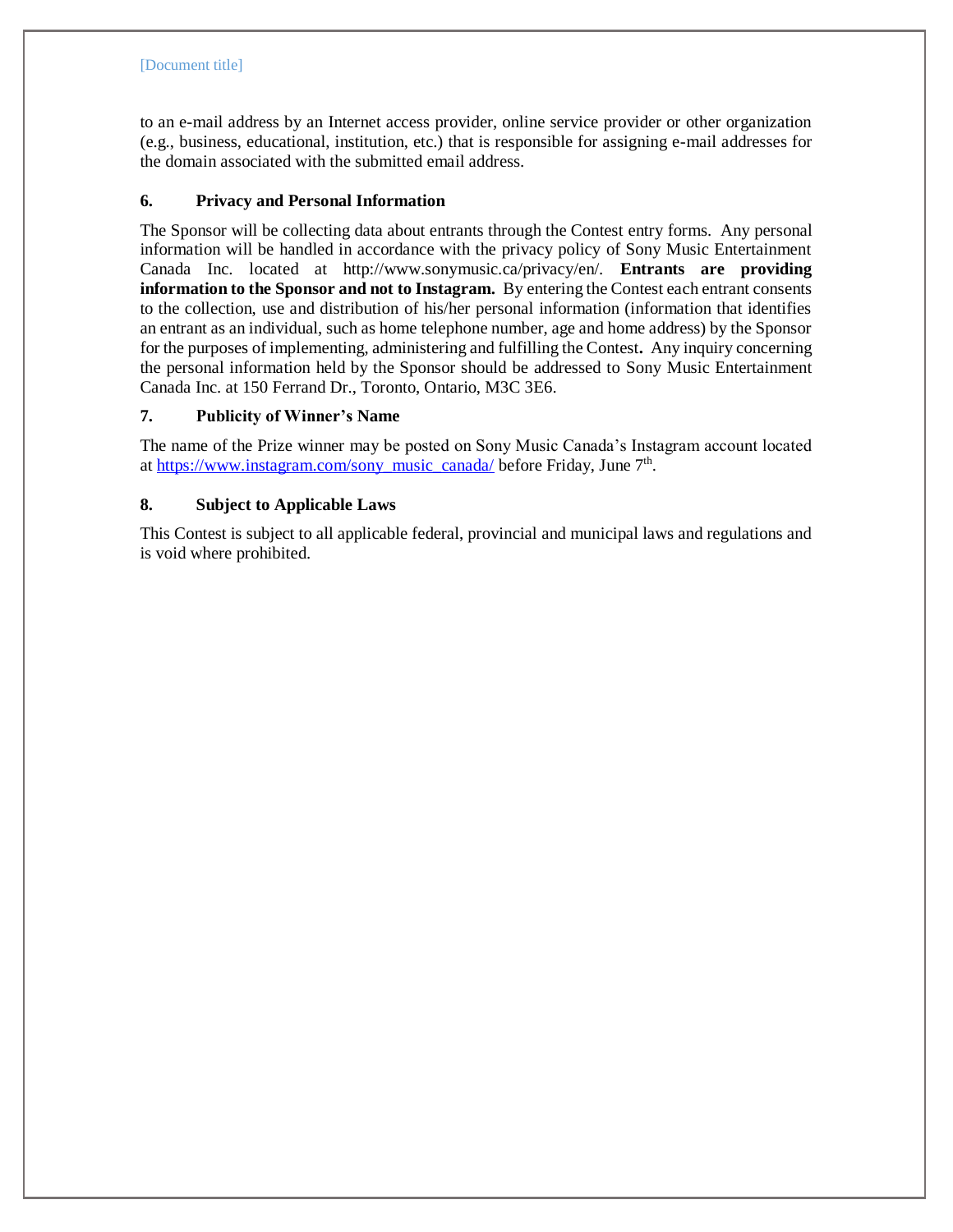to an e-mail address by an Internet access provider, online service provider or other organization (e.g., business, educational, institution, etc.) that is responsible for assigning e-mail addresses for the domain associated with the submitted email address.

### 6. Privacy and Personal Information

The Sponsor will be collecting data about entrants through the Contest entry forms. Any personal information will be handled in accordance with the privacy policy of Sony Music Entertainment Canada Inc. located at http://www.sonymusic.ca/privacy/en/. **Entrants are providing information to the Sponsor and not to Instagram.** By entering the Contest each entrant consents to the collection, use and distribution of his/her personal information (information that identifies an entrant as an individual, such as home telephone number, age and home address) by the Sponsor for the purposes of implementing, administering and fulfilling the Contest**.** Any inquiry concerning the personal information held by the Sponsor should be addressed to Sony Music Entertainment Canada Inc. at 150 Ferrand Dr., Toronto, Ontario, M3C 3E6.

### 7. Publicity of Winner's Name

The name of the Prize winner may be posted on Sony Music Canada's Instagram account located at https://www.instagram.com/sony_music_canada/ before Friday, June 7th.

### 8. Subject to Applicable Laws

This Contest is subject to all applicable federal, provincial and municipal laws and regulations and is void where prohibited.